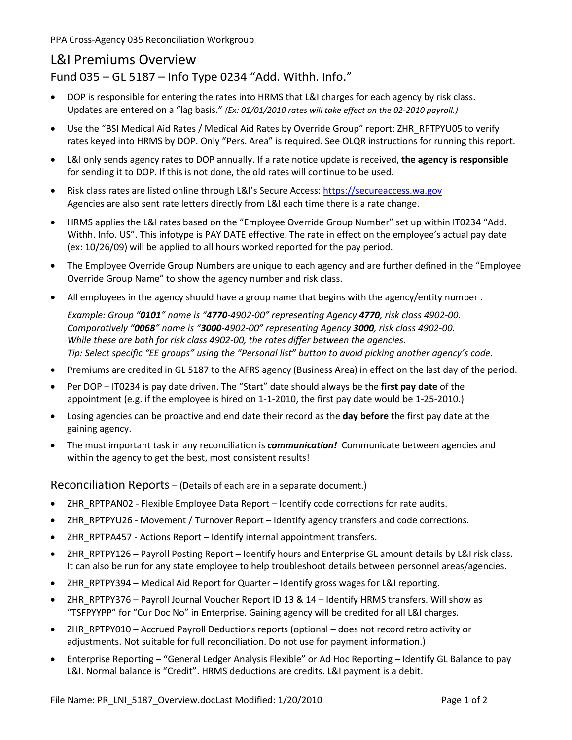PPA Cross-Agency 035 Reconciliation Workgroup

# L&I Premiums Overview

## Fund 035 – GL 5187 – Info Type 0234 "Add. Withh. Info."

- DOP is responsible for entering the rates into HRMS that L&I charges for each agency by risk class. Updates are entered on a "lag basis." *(Ex: 01/01/2010 rates will take effect on the 02-2010 payroll.)*
- Use the "BSI Medical Aid Rates / Medical Aid Rates by Override Group" report: ZHR_RPTPYU05 to verify rates keyed into HRMS by DOP. Only "Pers. Area" is required. See OLQR instructions for running this report.
- L&I only sends agency rates to DOP annually. If a rate notice update is received, **the agency is responsible** for sending it to DOP. If this is not done, the old rates will continue to be used.
- Risk class rates are listed online through L&I's Secure Access: https://secureaccess.wa.gov Agencies are also sent rate letters directly from L&I each time there is a rate change.
- HRMS applies the L&I rates based on the "Employee Override Group Number" set up within IT0234 "Add. Withh. Info. US". This infotype is PAY DATE effective. The rate in effect on the employee's actual pay date (ex: 10/26/09) will be applied to all hours worked reported for the pay period.
- The Employee Override Group Numbers are unique to each agency and are further defined in the "Employee Override Group Name" to show the agency number and risk class.
- All employees in the agency should have a group name that begins with the agency/entity number .

  *Example: Group "**0101**" name is "**4770**-4902-00" representing Agency **4770**, risk class 4902-00.*
  *Comparatively "**0068**" name is "**3000**-4902-00" representing Agency **3000**, risk class 4902-00.*
  *While these are both for risk class 4902-00, the rates differ between the agencies.*
  *Tip: Select specific "EE groups" using the "Personal list" button to avoid picking another agency's code.*
- Premiums are credited in GL 5187 to the AFRS agency (Business Area) in effect on the last day of the period.
- Per DOP – IT0234 is pay date driven. The "Start" date should always be the **first pay date** of the appointment (e.g. if the employee is hired on 1-1-2010, the first pay date would be 1-25-2010.)
- Losing agencies can be proactive and end date their record as the **day before** the first pay date at the gaining agency.
- The most important task in any reconciliation is ***communication!*** Communicate between agencies and within the agency to get the best, most consistent results!

## Reconciliation Reports – (Details of each are in a separate document.)

- ZHR_RPTPAN02 - Flexible Employee Data Report – Identify code corrections for rate audits.
- ZHR_RPTPYU26 - Movement / Turnover Report – Identify agency transfers and code corrections.
- ZHR_RPTPA457 - Actions Report – Identify internal appointment transfers.
- ZHR_RPTPY126 – Payroll Posting Report – Identify hours and Enterprise GL amount details by L&I risk class. It can also be run for any state employee to help troubleshoot details between personnel areas/agencies.
- ZHR_RPTPY394 – Medical Aid Report for Quarter – Identify gross wages for L&I reporting.
- ZHR_RPTPY376 – Payroll Journal Voucher Report ID 13 & 14 – Identify HRMS transfers. Will show as "TSFPYYPP" for "Cur Doc No" in Enterprise. Gaining agency will be credited for all L&I charges.
- ZHR_RPTPY010 – Accrued Payroll Deductions reports (optional – does not record retro activity or adjustments. Not suitable for full reconciliation. Do not use for payment information.)
- Enterprise Reporting – "General Ledger Analysis Flexible" or Ad Hoc Reporting – Identify GL Balance to pay L&I. Normal balance is "Credit". HRMS deductions are credits. L&I payment is a debit.

File Name: PR_LNI_5187_Overview.docLast Modified: 1/20/2010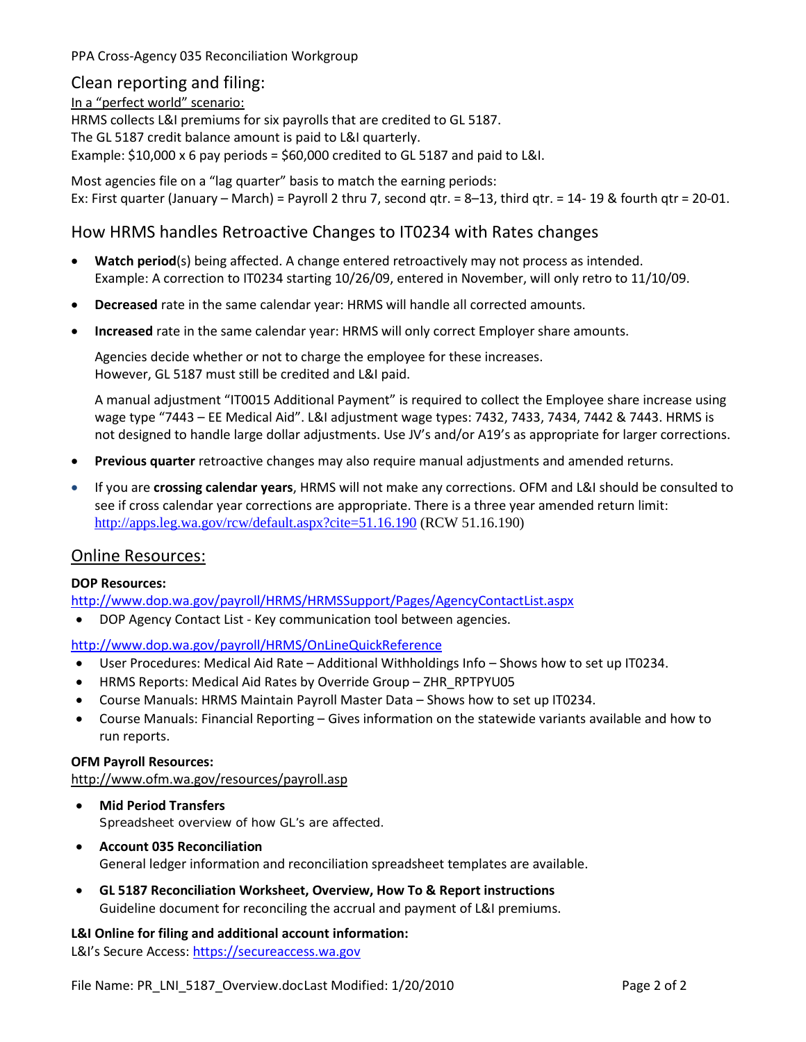## Clean reporting and filing:

In a "perfect world" scenario:

HRMS collects L&I premiums for six payrolls that are credited to GL 5187.
The GL 5187 credit balance amount is paid to L&I quarterly.
Example: $10,000 x 6 pay periods = $60,000 credited to GL 5187 and paid to L&I.

Most agencies file on a "lag quarter" basis to match the earning periods:
Ex: First quarter (January – March) = Payroll 2 thru 7, second qtr. = 8–13, third qtr. = 14- 19 & fourth qtr = 20-01.

## How HRMS handles Retroactive Changes to IT0234 with Rates changes

- **Watch period**(s) being affected. A change entered retroactively may not process as intended.
  Example: A correction to IT0234 starting 10/26/09, entered in November, will only retro to 11/10/09.
- **Decreased** rate in the same calendar year: HRMS will handle all corrected amounts.
- **Increased** rate in the same calendar year: HRMS will only correct Employer share amounts.

  Agencies decide whether or not to charge the employee for these increases.
  However, GL 5187 must still be credited and L&I paid.

  A manual adjustment "IT0015 Additional Payment" is required to collect the Employee share increase using wage type "7443 – EE Medical Aid". L&I adjustment wage types: 7432, 7433, 7434, 7442 & 7443. HRMS is not designed to handle large dollar adjustments. Use JV's and/or A19's as appropriate for larger corrections.
- **Previous quarter** retroactive changes may also require manual adjustments and amended returns.
- If you are **crossing calendar years**, HRMS will not make any corrections. OFM and L&I should be consulted to see if cross calendar year corrections are appropriate. There is a three year amended return limit: http://apps.leg.wa.gov/rcw/default.aspx?cite=51.16.190 (RCW 51.16.190)

## Online Resources:

**DOP Resources:**

http://www.dop.wa.gov/payroll/HRMS/HRMSSupport/Pages/AgencyContactList.aspx

- DOP Agency Contact List - Key communication tool between agencies.

http://www.dop.wa.gov/payroll/HRMS/OnLineQuickReference

- User Procedures: Medical Aid Rate – Additional Withholdings Info – Shows how to set up IT0234.
- HRMS Reports: Medical Aid Rates by Override Group – ZHR_RPTPYU05
- Course Manuals: HRMS Maintain Payroll Master Data – Shows how to set up IT0234.
- Course Manuals: Financial Reporting – Gives information on the statewide variants available and how to run reports.

**OFM Payroll Resources:**

http://www.ofm.wa.gov/resources/payroll.asp

- **Mid Period Transfers**
  Spreadsheet overview of how GL's are affected.
- **Account 035 Reconciliation**
  General ledger information and reconciliation spreadsheet templates are available.
- **GL 5187 Reconciliation Worksheet, Overview, How To & Report instructions**
  Guideline document for reconciling the accrual and payment of L&I premiums.

**L&I Online for filing and additional account information:**

L&I's Secure Access: https://secureaccess.wa.gov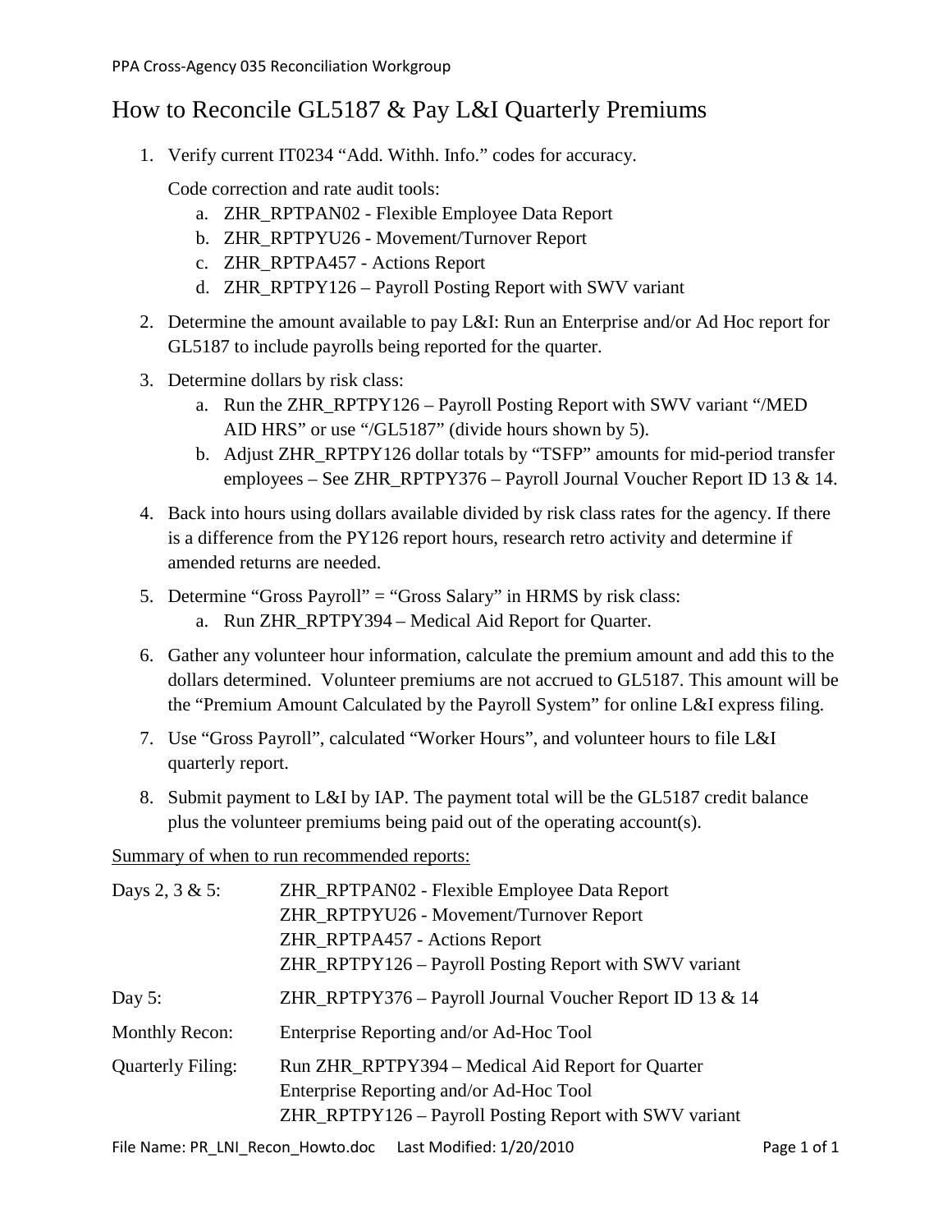# How to Reconcile GL5187 & Pay L&I Quarterly Premiums

1. Verify current IT0234 "Add. Withh. Info." codes for accuracy.

   Code correction and rate audit tools:

   a. ZHR_RPTPAN02 - Flexible Employee Data Report
   b. ZHR_RPTPYU26 - Movement/Turnover Report
   c. ZHR_RPTPA457 - Actions Report
   d. ZHR_RPTPY126 – Payroll Posting Report with SWV variant

2. Determine the amount available to pay L&I: Run an Enterprise and/or Ad Hoc report for GL5187 to include payrolls being reported for the quarter.

3. Determine dollars by risk class:

   a. Run the ZHR_RPTPY126 – Payroll Posting Report with SWV variant "/MED AID HRS" or use "/GL5187" (divide hours shown by 5).
   b. Adjust ZHR_RPTPY126 dollar totals by "TSFP" amounts for mid-period transfer employees – See ZHR_RPTPY376 – Payroll Journal Voucher Report ID 13 & 14.

4. Back into hours using dollars available divided by risk class rates for the agency. If there is a difference from the PY126 report hours, research retro activity and determine if amended returns are needed.

5. Determine "Gross Payroll" = "Gross Salary" in HRMS by risk class:

   a. Run ZHR_RPTPY394 – Medical Aid Report for Quarter.

6. Gather any volunteer hour information, calculate the premium amount and add this to the dollars determined. Volunteer premiums are not accrued to GL5187. This amount will be the "Premium Amount Calculated by the Payroll System" for online L&I express filing.

7. Use "Gross Payroll", calculated "Worker Hours", and volunteer hours to file L&I quarterly report.

8. Submit payment to L&I by IAP. The payment total will be the GL5187 credit balance plus the volunteer premiums being paid out of the operating account(s).

<u>Summary of when to run recommended reports:</u>

| | |
|---|---|
| Days 2, 3 & 5: | ZHR_RPTPAN02 - Flexible Employee Data Report<br>ZHR_RPTPYU26 - Movement/Turnover Report<br>ZHR_RPTPA457 - Actions Report<br>ZHR_RPTPY126 – Payroll Posting Report with SWV variant |
| Day 5: | ZHR_RPTPY376 – Payroll Journal Voucher Report ID 13 & 14 |
| Monthly Recon: | Enterprise Reporting and/or Ad-Hoc Tool |
| Quarterly Filing: | Run ZHR_RPTPY394 – Medical Aid Report for Quarter<br>Enterprise Reporting and/or Ad-Hoc Tool<br>ZHR_RPTPY126 – Payroll Posting Report with SWV variant |